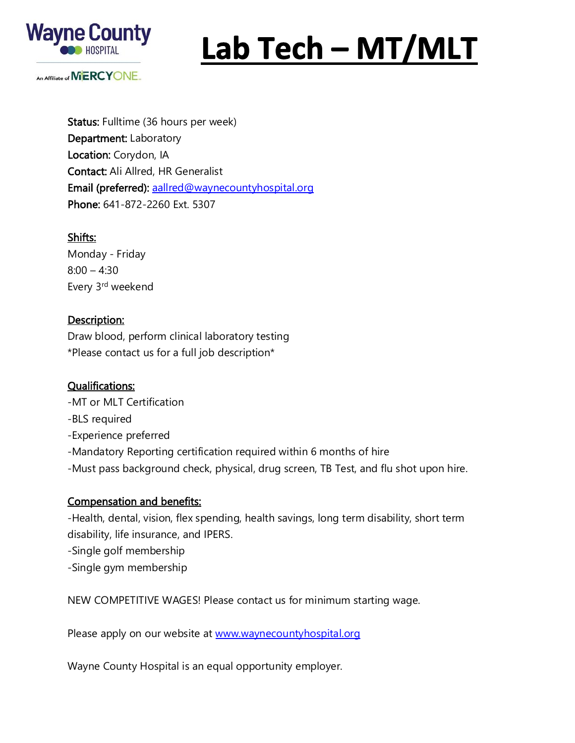Wayne County HOSPITAL

An Affiliate of MERCYONE.

# Lab Tech – MT/MLT

**Status:** Fulltime (36 hours per week)
**Department:** Laboratory
**Location:** Corydon, IA
**Contact:** Ali Allred, HR Generalist
**Email (preferred):** [aallred@waynecountyhospital.org](mailto:aallred@waynecountyhospital.org)
**Phone:** 641-872-2260 Ext. 5307

## Shifts:

Monday - Friday
8:00 – 4:30
Every 3rd weekend

## Description:

Draw blood, perform clinical laboratory testing
*Please contact us for a full job description*

## Qualifications:

-MT or MLT Certification
-BLS required
-Experience preferred
-Mandatory Reporting certification required within 6 months of hire
-Must pass background check, physical, drug screen, TB Test, and flu shot upon hire.

## Compensation and benefits:

-Health, dental, vision, flex spending, health savings, long term disability, short term disability, life insurance, and IPERS.
-Single golf membership
-Single gym membership

NEW COMPETITIVE WAGES! Please contact us for minimum starting wage.

Please apply on our website at [www.waynecountyhospital.org](http://www.waynecountyhospital.org)

Wayne County Hospital is an equal opportunity employer.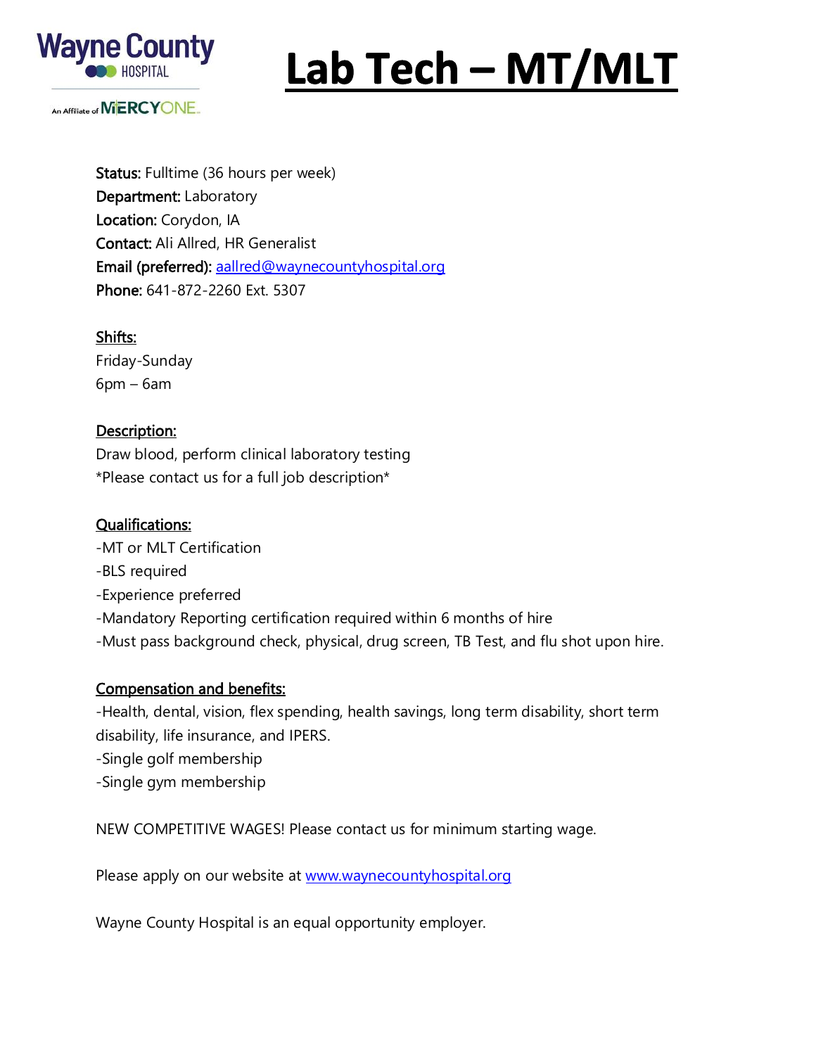Wayne County HOSPITAL

An Affiliate of MERCYONE

# Lab Tech – MT/MLT

**Status:** Fulltime (36 hours per week)
**Department:** Laboratory
**Location:** Corydon, IA
**Contact:** Ali Allred, HR Generalist
**Email (preferred):** aallred@waynecountyhospital.org
**Phone:** 641-872-2260 Ext. 5307

**Shifts:**
Friday-Sunday
6pm – 6am

**Description:**
Draw blood, perform clinical laboratory testing
*Please contact us for a full job description*

**Qualifications:**
-MT or MLT Certification
-BLS required
-Experience preferred
-Mandatory Reporting certification required within 6 months of hire
-Must pass background check, physical, drug screen, TB Test, and flu shot upon hire.

**Compensation and benefits:**
-Health, dental, vision, flex spending, health savings, long term disability, short term disability, life insurance, and IPERS.
-Single golf membership
-Single gym membership

NEW COMPETITIVE WAGES! Please contact us for minimum starting wage.

Please apply on our website at www.waynecountyhospital.org

Wayne County Hospital is an equal opportunity employer.